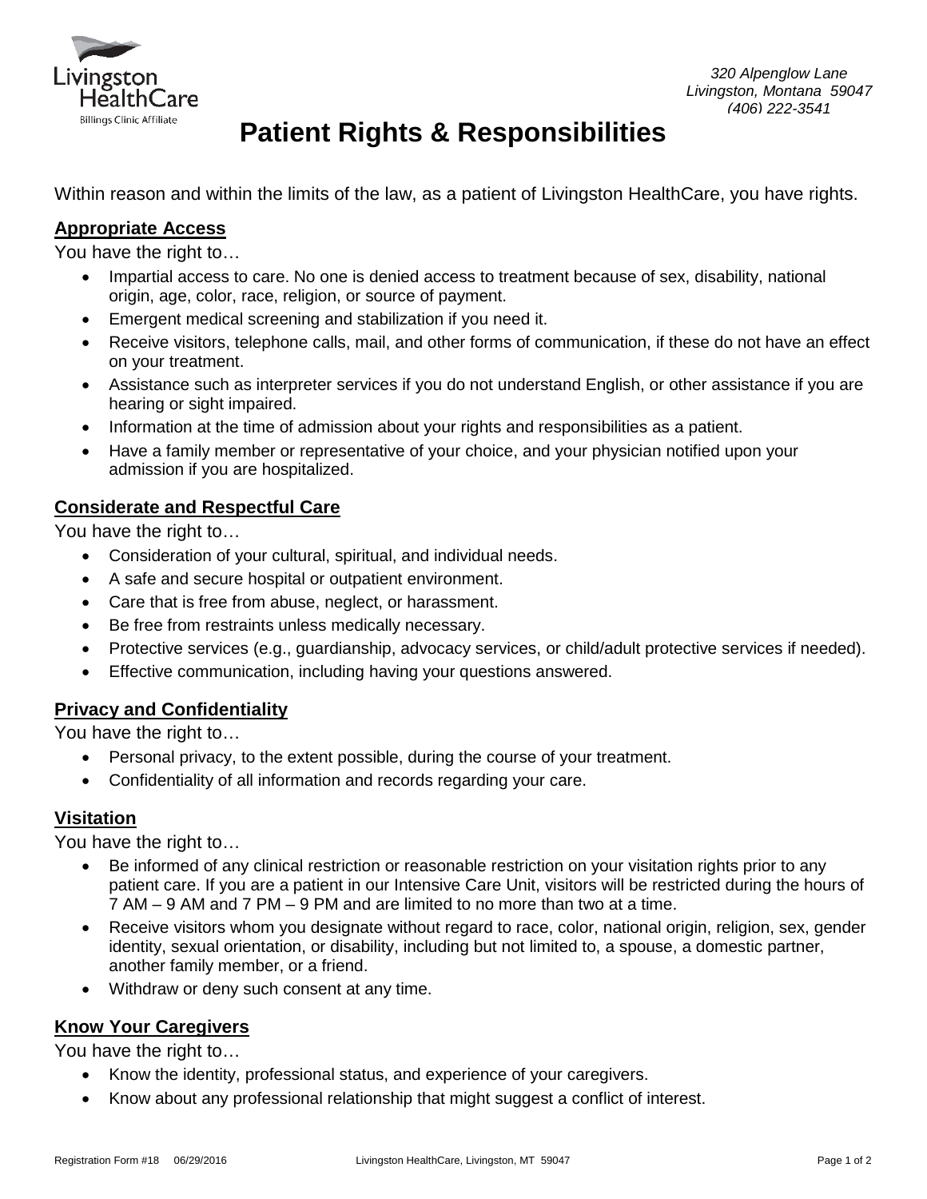Livingston HealthCare
Billings Clinic Affiliate

*320 Alpenglow Lane*
*Livingston, Montana 59047*
*(406) 222-3541*

# Patient Rights & Responsibilities

Within reason and within the limits of the law, as a patient of Livingston HealthCare, you have rights.

## Appropriate Access

You have the right to…

- Impartial access to care. No one is denied access to treatment because of sex, disability, national origin, age, color, race, religion, or source of payment.
- Emergent medical screening and stabilization if you need it.
- Receive visitors, telephone calls, mail, and other forms of communication, if these do not have an effect on your treatment.
- Assistance such as interpreter services if you do not understand English, or other assistance if you are hearing or sight impaired.
- Information at the time of admission about your rights and responsibilities as a patient.
- Have a family member or representative of your choice, and your physician notified upon your admission if you are hospitalized.

## Considerate and Respectful Care

You have the right to…

- Consideration of your cultural, spiritual, and individual needs.
- A safe and secure hospital or outpatient environment.
- Care that is free from abuse, neglect, or harassment.
- Be free from restraints unless medically necessary.
- Protective services (e.g., guardianship, advocacy services, or child/adult protective services if needed).
- Effective communication, including having your questions answered.

## Privacy and Confidentiality

You have the right to…

- Personal privacy, to the extent possible, during the course of your treatment.
- Confidentiality of all information and records regarding your care.

## Visitation

You have the right to…

- Be informed of any clinical restriction or reasonable restriction on your visitation rights prior to any patient care. If you are a patient in our Intensive Care Unit, visitors will be restricted during the hours of 7 AM – 9 AM and 7 PM – 9 PM and are limited to no more than two at a time.
- Receive visitors whom you designate without regard to race, color, national origin, religion, sex, gender identity, sexual orientation, or disability, including but not limited to, a spouse, a domestic partner, another family member, or a friend.
- Withdraw or deny such consent at any time.

## Know Your Caregivers

You have the right to…

- Know the identity, professional status, and experience of your caregivers.
- Know about any professional relationship that might suggest a conflict of interest.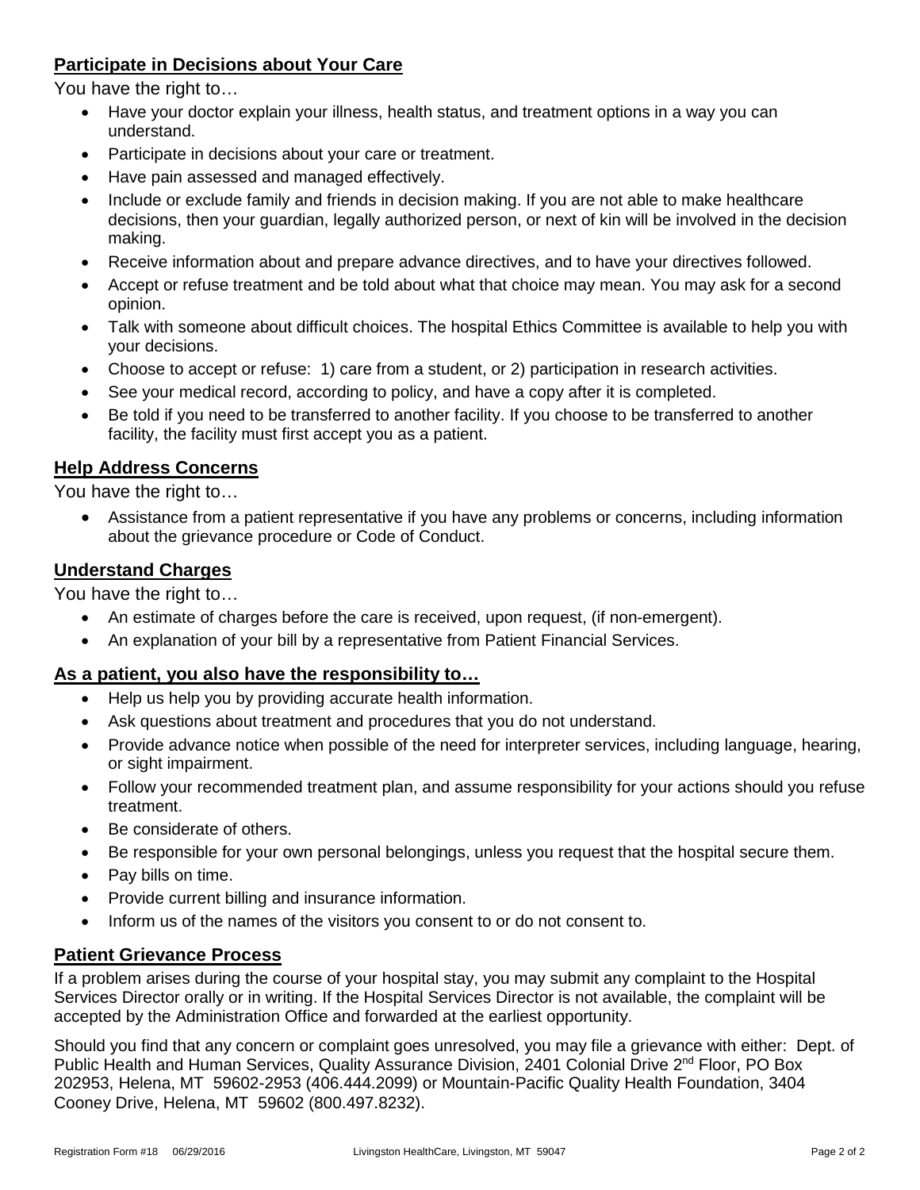## Participate in Decisions about Your Care

You have the right to…

- Have your doctor explain your illness, health status, and treatment options in a way you can understand.
- Participate in decisions about your care or treatment.
- Have pain assessed and managed effectively.
- Include or exclude family and friends in decision making. If you are not able to make healthcare decisions, then your guardian, legally authorized person, or next of kin will be involved in the decision making.
- Receive information about and prepare advance directives, and to have your directives followed.
- Accept or refuse treatment and be told about what that choice may mean. You may ask for a second opinion.
- Talk with someone about difficult choices. The hospital Ethics Committee is available to help you with your decisions.
- Choose to accept or refuse: 1) care from a student, or 2) participation in research activities.
- See your medical record, according to policy, and have a copy after it is completed.
- Be told if you need to be transferred to another facility. If you choose to be transferred to another facility, the facility must first accept you as a patient.

## Help Address Concerns

You have the right to…

- Assistance from a patient representative if you have any problems or concerns, including information about the grievance procedure or Code of Conduct.

## Understand Charges

You have the right to…

- An estimate of charges before the care is received, upon request, (if non-emergent).
- An explanation of your bill by a representative from Patient Financial Services.

## As a patient, you also have the responsibility to…

- Help us help you by providing accurate health information.
- Ask questions about treatment and procedures that you do not understand.
- Provide advance notice when possible of the need for interpreter services, including language, hearing, or sight impairment.
- Follow your recommended treatment plan, and assume responsibility for your actions should you refuse treatment.
- Be considerate of others.
- Be responsible for your own personal belongings, unless you request that the hospital secure them.
- Pay bills on time.
- Provide current billing and insurance information.
- Inform us of the names of the visitors you consent to or do not consent to.

## Patient Grievance Process

If a problem arises during the course of your hospital stay, you may submit any complaint to the Hospital Services Director orally or in writing. If the Hospital Services Director is not available, the complaint will be accepted by the Administration Office and forwarded at the earliest opportunity.

Should you find that any concern or complaint goes unresolved, you may file a grievance with either: Dept. of Public Health and Human Services, Quality Assurance Division, 2401 Colonial Drive 2nd Floor, PO Box 202953, Helena, MT 59602-2953 (406.444.2099) or Mountain-Pacific Quality Health Foundation, 3404 Cooney Drive, Helena, MT 59602 (800.497.8232).

Registration Form #18 06/29/2016 Livingston HealthCare, Livingston, MT 59047